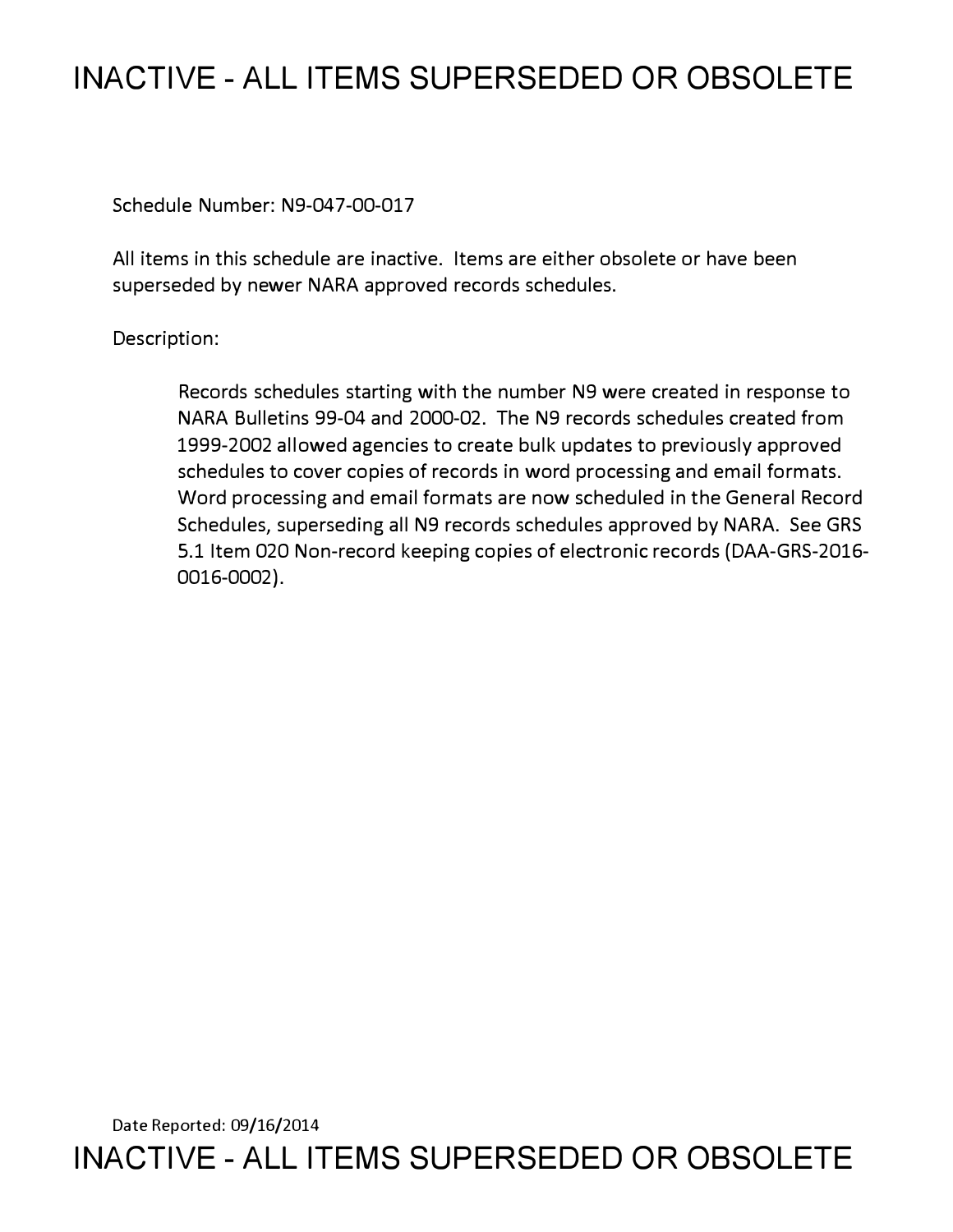# INACTIVE - ALL ITEMS SUPERSEDED OR OBSOLETE

Schedule Number: N9-047-00-017

All items in this schedule are inactive. Items are either obsolete or have been superseded by newer NARA approved records schedules.

Description:

> Records schedules starting with the number N9 were created in response to NARA Bulletins 99-04 and 2000-02. The N9 records schedules created from 1999-2002 allowed agencies to create bulk updates to previously approved schedules to cover copies of records in word processing and email formats. Word processing and email formats are now scheduled in the General Record Schedules, superseding all N9 records schedules approved by NARA. See GRS 5.1 Item 020 Non-record keeping copies of electronic records (DAA-GRS-2016-0016-0002).

Date Reported: 09/16/2014

# INACTIVE - ALL ITEMS SUPERSEDED OR OBSOLETE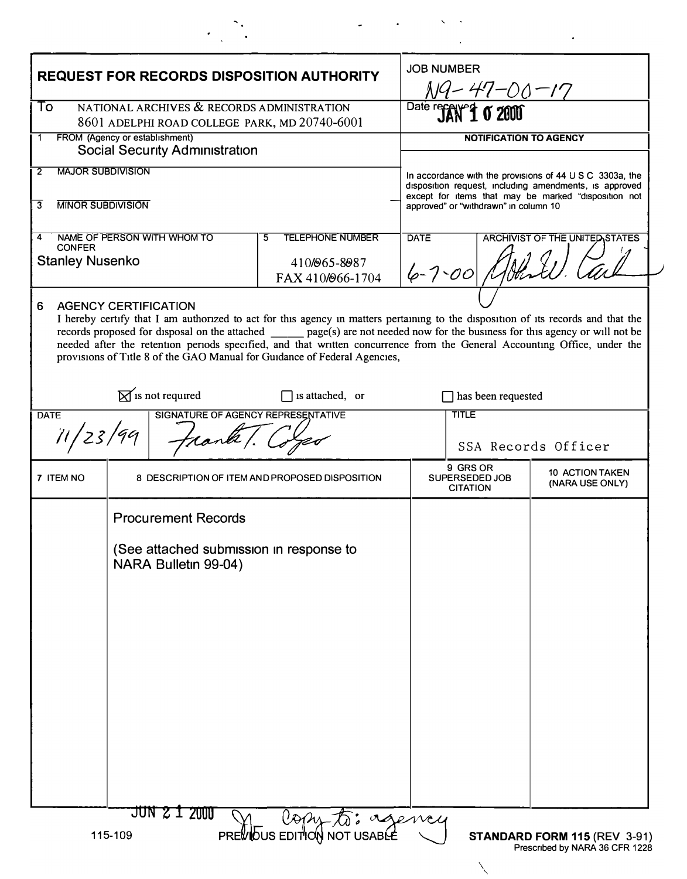# REQUEST FOR RECORDS DISPOSITION AUTHORITY

**JOB NUMBER:** N9-47-00-17

**To:** NATIONAL ARCHIVES & RECORDS ADMINISTRATION
8601 ADELPHI ROAD COLLEGE PARK, MD 20740-6001

**Date received:** JAN 10 2000

**1. FROM (Agency or establishment):** Social Security Administration

**2. MAJOR SUBDIVISION:**

**3. MINOR SUBDIVISION:**

**4. NAME OF PERSON WITH WHOM TO CONFER:** Stanley Nusenko

**5. TELEPHONE NUMBER:** 410/965-8987
FAX 410/966-1704

**NOTIFICATION TO AGENCY**

In accordance with the provisions of 44 U S C 3303a, the disposition request, including amendments, is approved except for items that may be marked "disposition not approved" or "withdrawn" in column 10

**DATE:** 6-7-00

**ARCHIVIST OF THE UNITED STATES:** John W. Carlin

**6. AGENCY CERTIFICATION**

I hereby certify that I am authorized to act for this agency in matters pertaining to the disposition of its records and that the records proposed for disposal on the attached ______ page(s) are not needed now for the business for this agency or will not be needed after the retention periods specified, and that written concurrence from the General Accounting Office, under the provisions of Title 8 of the GAO Manual for Guidance of Federal Agencies,

☒ is not required ☐ is attached, or ☐ has been requested

| DATE | SIGNATURE OF AGENCY REPRESENTATIVE | TITLE |
|---|---|---|
| 11/23/99 | Frank T. Cofeo | SSA Records Officer |

| 7 ITEM NO | 8 DESCRIPTION OF ITEM AND PROPOSED DISPOSITION | 9 GRS OR SUPERSEDED JOB CITATION | 10 ACTION TAKEN (NARA USE ONLY) |
|---|---|---|---|
| | Procurement Records<br><br>(See attached submission in response to NARA Bulletin 99-04) | | |

JUN 21 2000 — Copy to: agency

115-109 PREVIOUS EDITION NOT USABLE

**STANDARD FORM 115** (REV 3-91)
Prescribed by NARA 36 CFR 1228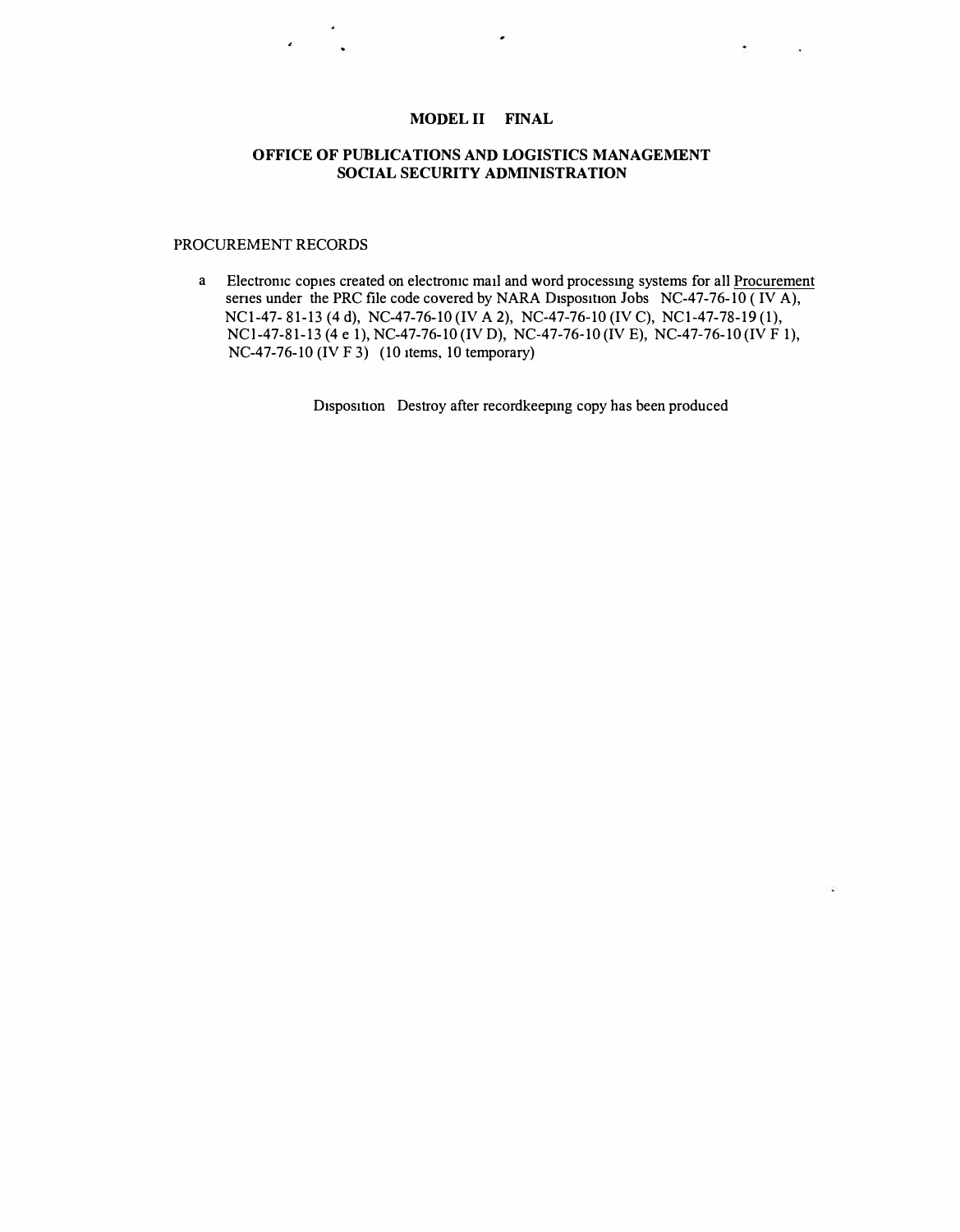**MODEL II FINAL**

**OFFICE OF PUBLICATIONS AND LOGISTICS MANAGEMENT**
**SOCIAL SECURITY ADMINISTRATION**

PROCUREMENT RECORDS

a Electronic copies created on electronic mail and word processing systems for all Procurement series under the PRC file code covered by NARA Disposition Jobs NC-47-76-10 ( IV A), NC1-47- 81-13 (4 d), NC-47-76-10 (IV A 2), NC-47-76-10 (IV C), NC1-47-78-19 (1), NC1-47-81-13 (4 e 1), NC-47-76-10 (IV D), NC-47-76-10 (IV E), NC-47-76-10 (IV F 1), NC-47-76-10 (IV F 3) (10 items, 10 temporary)

Disposition Destroy after recordkeeping copy has been produced